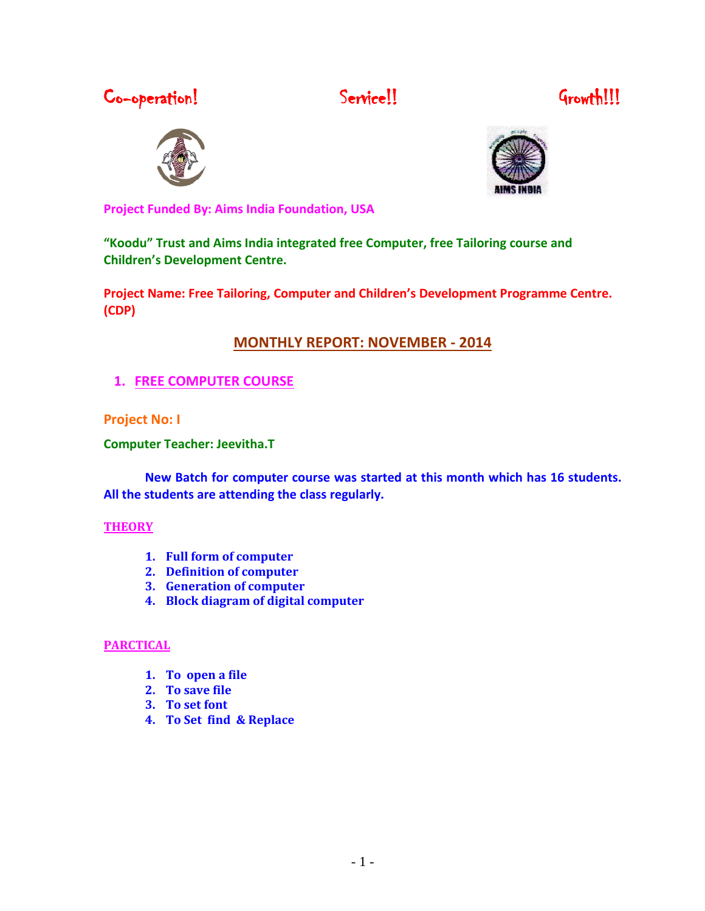Co-operation! Service!! Growth!!!

**Project Funded By: Aims India Foundation, USA**

**"Koodu" Trust and Aims India integrated free Computer, free Tailoring course and Children's Development Centre.**

**Project Name: Free Tailoring, Computer and Children's Development Programme Centre. (CDP)**

## MONTHLY REPORT: NOVEMBER - 2014

### 1. FREE COMPUTER COURSE

**Project No: I**

**Computer Teacher: Jeevitha.T**

**New Batch for computer course was started at this month which has 16 students. All the students are attending the class regularly.**

**THEORY**

1. **Full form of computer**
2. **Definition of computer**
3. **Generation of computer**
4. **Block diagram of digital computer**

**PARCTICAL**

1. **To open a file**
2. **To save file**
3. **To set font**
4. **To Set find & Replace**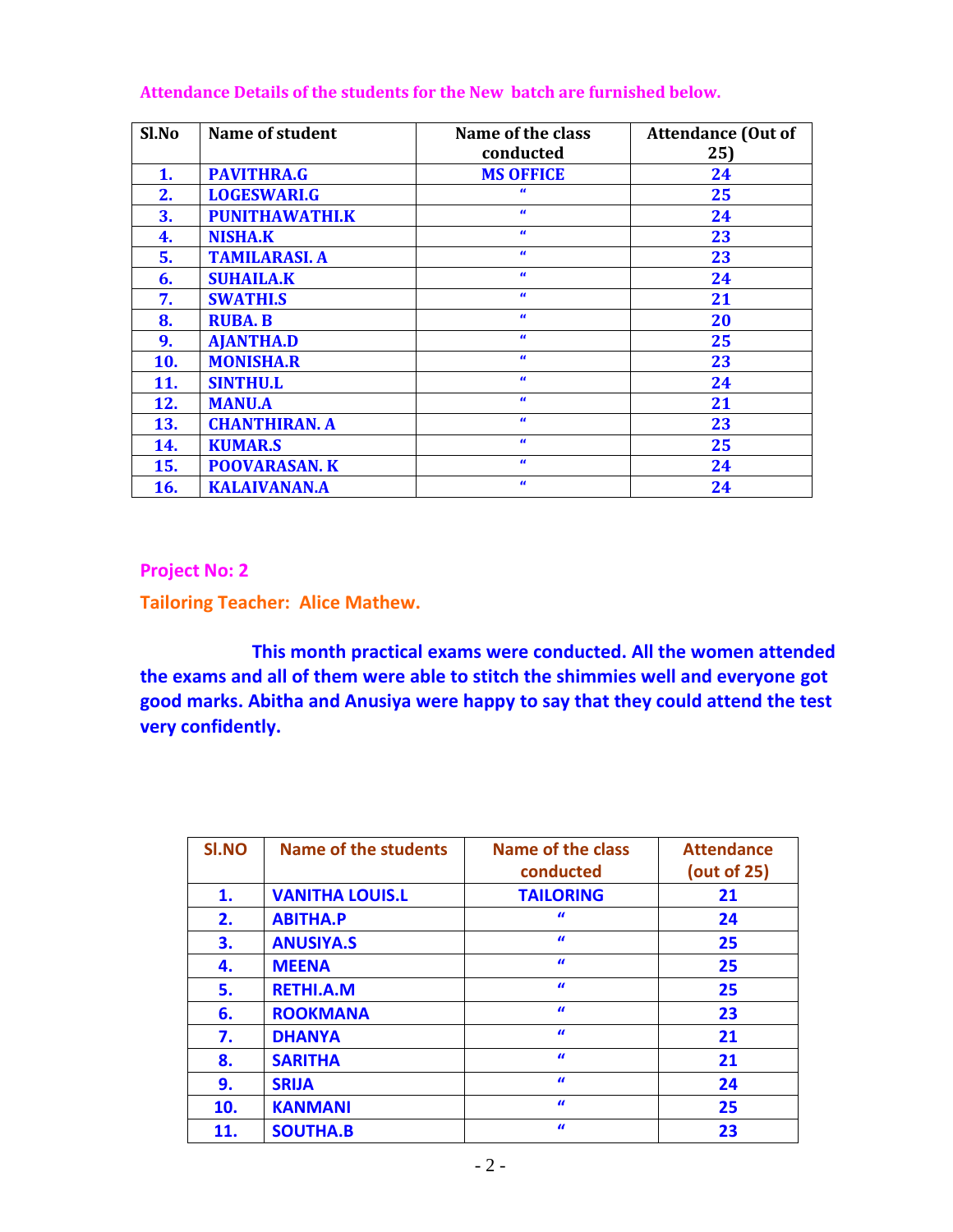**Attendance Details of the students for the New batch are furnished below.**

| Sl.No | Name of student | Name of the class conducted | Attendance (Out of 25) |
|---|---|---|---|
| 1. | PAVITHRA.G | MS OFFICE | 24 |
| 2. | LOGESWARI.G | " | 25 |
| 3. | PUNITHAWATHI.K | " | 24 |
| 4. | NISHA.K | " | 23 |
| 5. | TAMILARASI. A | " | 23 |
| 6. | SUHAILA.K | " | 24 |
| 7. | SWATHI.S | " | 21 |
| 8. | RUBA. B | " | 20 |
| 9. | AJANTHA.D | " | 25 |
| 10. | MONISHA.R | " | 23 |
| 11. | SINTHU.L | " | 24 |
| 12. | MANU.A | " | 21 |
| 13. | CHANTHIRAN. A | " | 23 |
| 14. | KUMAR.S | " | 25 |
| 15. | POOVARASAN. K | " | 24 |
| 16. | KALAIVANAN.A | " | 24 |

## Project No: 2

### Tailoring Teacher: Alice Mathew.

**This month practical exams were conducted. All the women attended the exams and all of them were able to stitch the shimmies well and everyone got good marks. Abitha and Anusiya were happy to say that they could attend the test very confidently.**

| Sl.NO | Name of the students | Name of the class conducted | Attendance (out of 25) |
|---|---|---|---|
| 1. | VANITHA LOUIS.L | TAILORING | 21 |
| 2. | ABITHA.P | " | 24 |
| 3. | ANUSIYA.S | " | 25 |
| 4. | MEENA | " | 25 |
| 5. | RETHI.A.M | " | 25 |
| 6. | ROOKMANA | " | 23 |
| 7. | DHANYA | " | 21 |
| 8. | SARITHA | " | 21 |
| 9. | SRIJA | " | 24 |
| 10. | KANMANI | " | 25 |
| 11. | SOUTHA.B | " | 23 |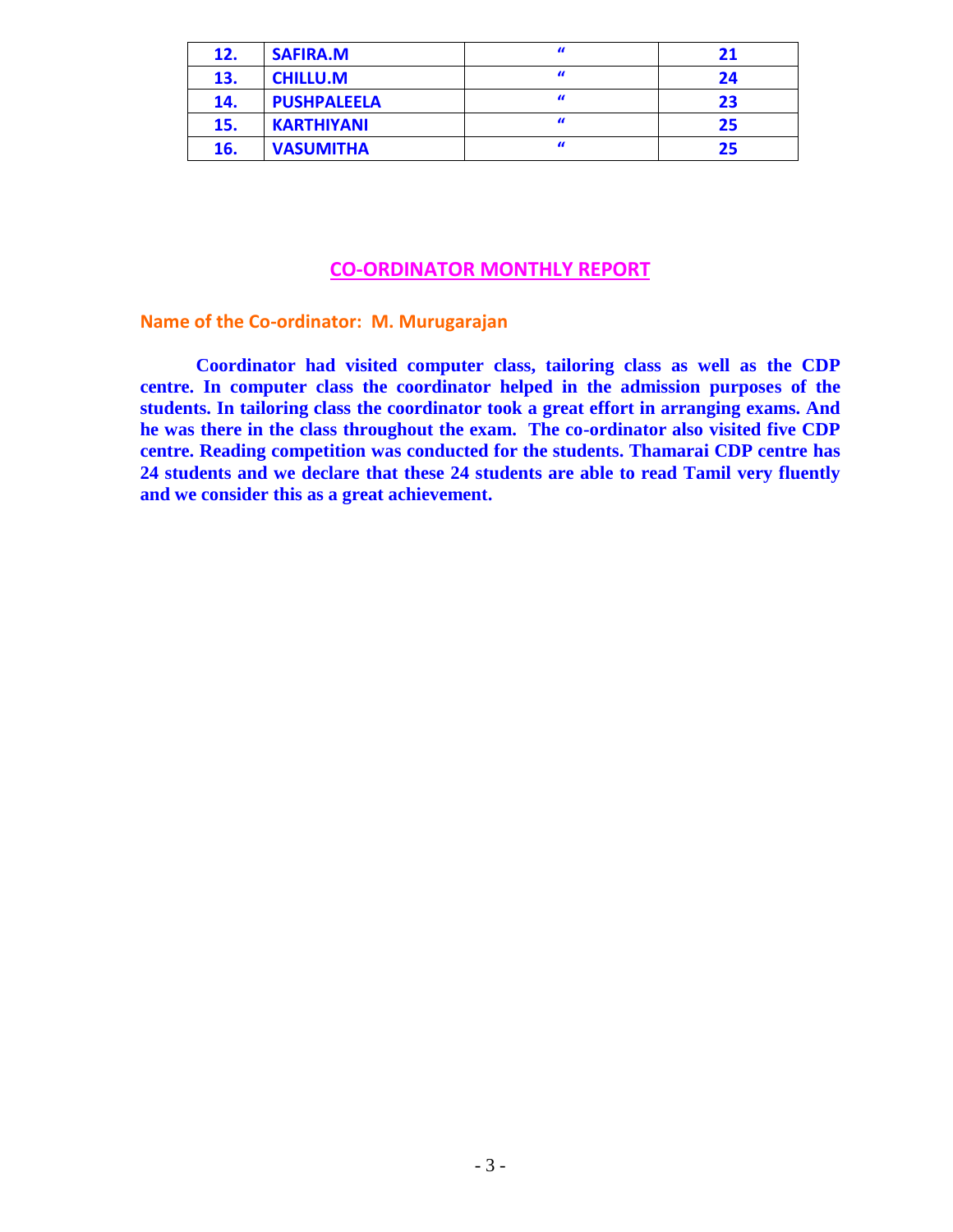| 12. | SAFIRA.M | " | 21 |
|---|---|---|---|
| 13. | CHILLU.M | " | 24 |
| 14. | PUSHPALEELA | " | 23 |
| 15. | KARTHIYANI | " | 25 |
| 16. | VASUMITHA | " | 25 |

## CO-ORDINATOR MONTHLY REPORT

**Name of the Co-ordinator: M. Murugarajan**

**Coordinator had visited computer class, tailoring class as well as the CDP centre. In computer class the coordinator helped in the admission purposes of the students. In tailoring class the coordinator took a great effort in arranging exams. And he was there in the class throughout the exam. The co-ordinator also visited five CDP centre. Reading competition was conducted for the students. Thamarai CDP centre has 24 students and we declare that these 24 students are able to read Tamil very fluently and we consider this as a great achievement.**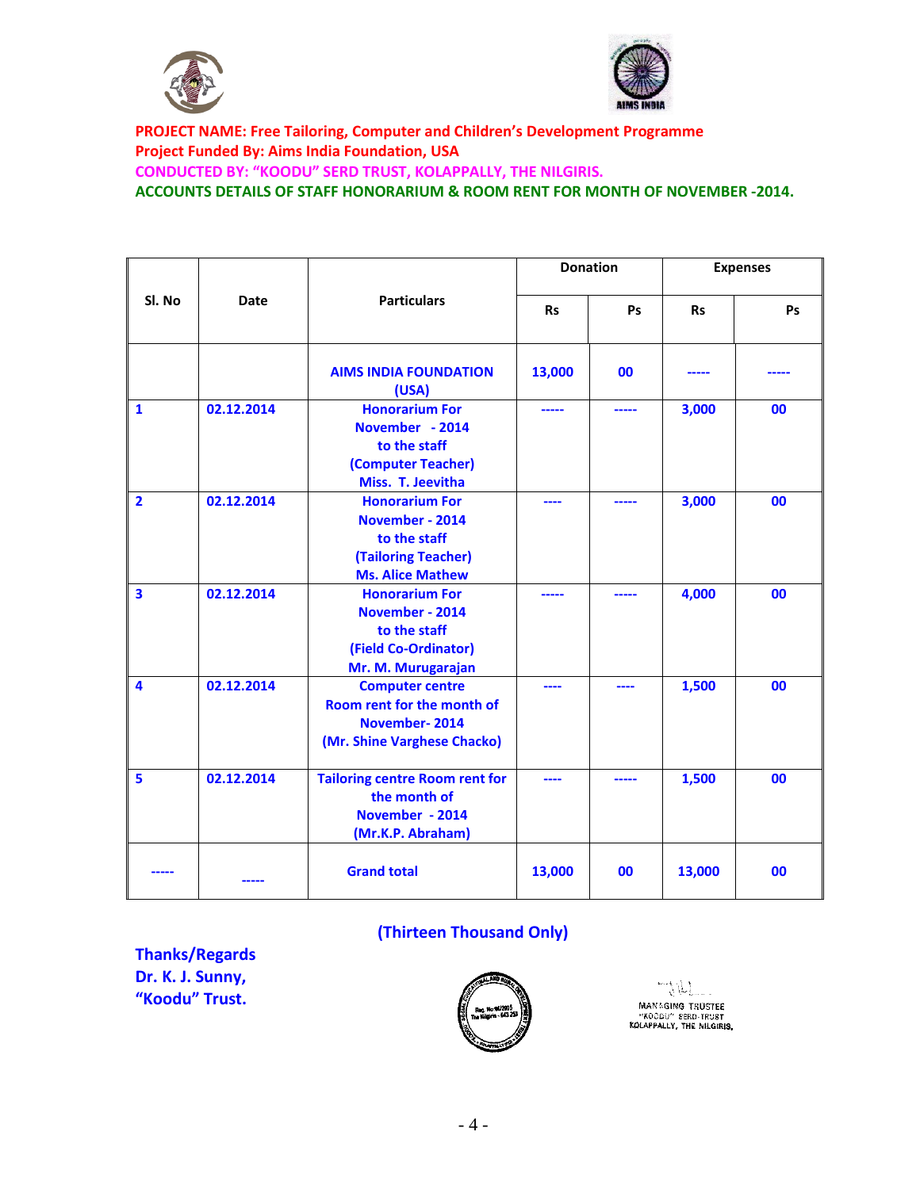**PROJECT NAME: Free Tailoring, Computer and Children's Development Programme**
**Project Funded By: Aims India Foundation, USA**
**CONDUCTED BY: "KOODU" SERD TRUST, KOLAPPALLY, THE NILGIRIS.**
**ACCOUNTS DETAILS OF STAFF HONORARIUM & ROOM RENT FOR MONTH OF NOVEMBER -2014.**

| Sl. No | Date | Particulars | Donation | | Expenses | |
|---|---|---|---|---|---|---|
| | | | Rs | Ps | Rs | Ps |
| | | AIMS INDIA FOUNDATION (USA) | 13,000 | 00 | ----- | ----- |
| 1 | 02.12.2014 | Honorarium For November - 2014 to the staff (Computer Teacher) Miss. T. Jeevitha | ----- | ----- | 3,000 | 00 |
| 2 | 02.12.2014 | Honorarium For November - 2014 to the staff (Tailoring Teacher) Ms. Alice Mathew | ---- | ----- | 3,000 | 00 |
| 3 | 02.12.2014 | Honorarium For November - 2014 to the staff (Field Co-Ordinator) Mr. M. Murugarajan | ----- | ----- | 4,000 | 00 |
| 4 | 02.12.2014 | Computer centre Room rent for the month of November- 2014 (Mr. Shine Varghese Chacko) | ---- | ---- | 1,500 | 00 |
| 5 | 02.12.2014 | Tailoring centre Room rent for the month of November - 2014 (Mr.K.P. Abraham) | ---- | ----- | 1,500 | 00 |
| ----- | ----- | Grand total | 13,000 | 00 | 13,000 | 00 |

**(Thirteen Thousand Only)**

**Thanks/Regards**
**Dr. K. J. Sunny,**
**"Koodu" Trust.**

MANAGING TRUSTEE
"KOODU" SERD-TRUST
KOLAPPALLY, THE NILGIRIS.